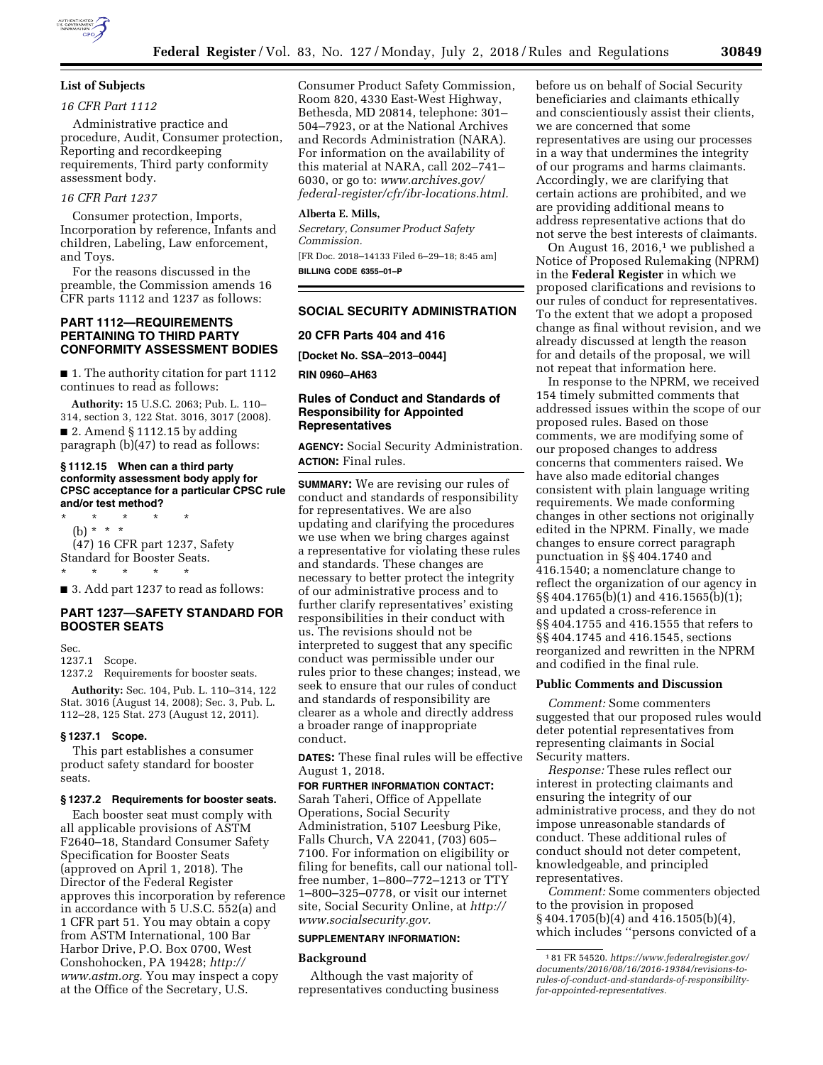## List of Subjects

*16 CFR Part 1112*

Administrative practice and procedure, Audit, Consumer protection, Reporting and recordkeeping requirements, Third party conformity assessment body.

*16 CFR Part 1237*

Consumer protection, Imports, Incorporation by reference, Infants and children, Labeling, Law enforcement, and Toys.

For the reasons discussed in the preamble, the Commission amends 16 CFR parts 1112 and 1237 as follows:

## PART 1112—REQUIREMENTS PERTAINING TO THIRD PARTY CONFORMITY ASSESSMENT BODIES

■ 1. The authority citation for part 1112 continues to read as follows:

**Authority:** 15 U.S.C. 2063; Pub. L. 110–314, section 3, 122 Stat. 3016, 3017 (2008).

■ 2. Amend § 1112.15 by adding paragraph (b)(47) to read as follows:

### § 1112.15 When can a third party conformity assessment body apply for CPSC acceptance for a particular CPSC rule and/or test method?

\* \* \* \* \*

(b) \* \* \*

(47) 16 CFR part 1237, Safety Standard for Booster Seats.

\* \* \* \* \*

■ 3. Add part 1237 to read as follows:

## PART 1237—SAFETY STANDARD FOR BOOSTER SEATS

Sec.
1237.1 Scope.
1237.2 Requirements for booster seats.

**Authority:** Sec. 104, Pub. L. 110–314, 122 Stat. 3016 (August 14, 2008); Sec. 3, Pub. L. 112–28, 125 Stat. 273 (August 12, 2011).

### § 1237.1 Scope.

This part establishes a consumer product safety standard for booster seats.

### § 1237.2 Requirements for booster seats.

Each booster seat must comply with all applicable provisions of ASTM F2640–18, Standard Consumer Safety Specification for Booster Seats (approved on April 1, 2018). The Director of the Federal Register approves this incorporation by reference in accordance with 5 U.S.C. 552(a) and 1 CFR part 51. You may obtain a copy from ASTM International, 100 Bar Harbor Drive, P.O. Box 0700, West Conshohocken, PA 19428; *http://www.astm.org.* You may inspect a copy at the Office of the Secretary, U.S. Consumer Product Safety Commission, Room 820, 4330 East-West Highway, Bethesda, MD 20814, telephone: 301–504–7923, or at the National Archives and Records Administration (NARA). For information on the availability of this material at NARA, call 202–741–6030, or go to: *www.archives.gov/federal-register/cfr/ibr-locations.html.*

**Alberta E. Mills,**
*Secretary, Consumer Product Safety Commission.*

[FR Doc. 2018–14133 Filed 6–29–18; 8:45 am]

**BILLING CODE 6355–01–P**

---

## SOCIAL SECURITY ADMINISTRATION

## 20 CFR Parts 404 and 416

**[Docket No. SSA–2013–0044]**

**RIN 0960–AH63**

## Rules of Conduct and Standards of Responsibility for Appointed Representatives

**AGENCY:** Social Security Administration.

**ACTION:** Final rules.

**SUMMARY:** We are revising our rules of conduct and standards of responsibility for representatives. We are also updating and clarifying the procedures we use when we bring charges against a representative for violating these rules and standards. These changes are necessary to better protect the integrity of our administrative process and to further clarify representatives' existing responsibilities in their conduct with us. The revisions should not be interpreted to suggest that any specific conduct was permissible under our rules prior to these changes; instead, we seek to ensure that our rules of conduct and standards of responsibility are clearer as a whole and directly address a broader range of inappropriate conduct.

**DATES:** These final rules will be effective August 1, 2018.

**FOR FURTHER INFORMATION CONTACT:** Sarah Taheri, Office of Appellate Operations, Social Security Administration, 5107 Leesburg Pike, Falls Church, VA 22041, (703) 605–7100. For information on eligibility or filing for benefits, call our national toll-free number, 1–800–772–1213 or TTY 1–800–325–0778, or visit our internet site, Social Security Online, at *http://www.socialsecurity.gov.*

**SUPPLEMENTARY INFORMATION:**

### Background

Although the vast majority of representatives conducting business before us on behalf of Social Security beneficiaries and claimants ethically and conscientiously assist their clients, we are concerned that some representatives are using our processes in a way that undermines the integrity of our programs and harms claimants. Accordingly, we are clarifying that certain actions are prohibited, and we are providing additional means to address representative actions that do not serve the best interests of claimants.

On August 16, 2016,[1] we published a Notice of Proposed Rulemaking (NPRM) in the **Federal Register** in which we proposed clarifications and revisions to our rules of conduct for representatives. To the extent that we adopt a proposed change as final without revision, and we already discussed at length the reason for and details of the proposal, we will not repeat that information here.

In response to the NPRM, we received 154 timely submitted comments that addressed issues within the scope of our proposed rules. Based on those comments, we are modifying some of our proposed changes to address concerns that commenters raised. We have also made editorial changes consistent with plain language writing requirements. We made conforming changes in other sections not originally edited in the NPRM. Finally, we made changes to ensure correct paragraph punctuation in §§ 404.1740 and 416.1540; a nomenclature change to reflect the organization of our agency in §§ 404.1765(b)(1) and 416.1565(b)(1); and updated a cross-reference in §§ 404.1755 and 416.1555 that refers to §§ 404.1745 and 416.1545, sections reorganized and rewritten in the NPRM and codified in the final rule.

### Public Comments and Discussion

*Comment:* Some commenters suggested that our proposed rules would deter potential representatives from representing claimants in Social Security matters.

*Response:* These rules reflect our interest in protecting claimants and ensuring the integrity of our administrative process, and they do not impose unreasonable standards of conduct. These additional rules of conduct should not deter competent, knowledgeable, and principled representatives.

*Comment:* Some commenters objected to the provision in proposed § 404.1705(b)(4) and 416.1505(b)(4), which includes "persons convicted of a

[1] 81 FR 54520. *https://www.federalregister.gov/documents/2016/08/16/2016-19384/revisions-to-rules-of-conduct-and-standards-of-responsibility-for-appointed-representatives.*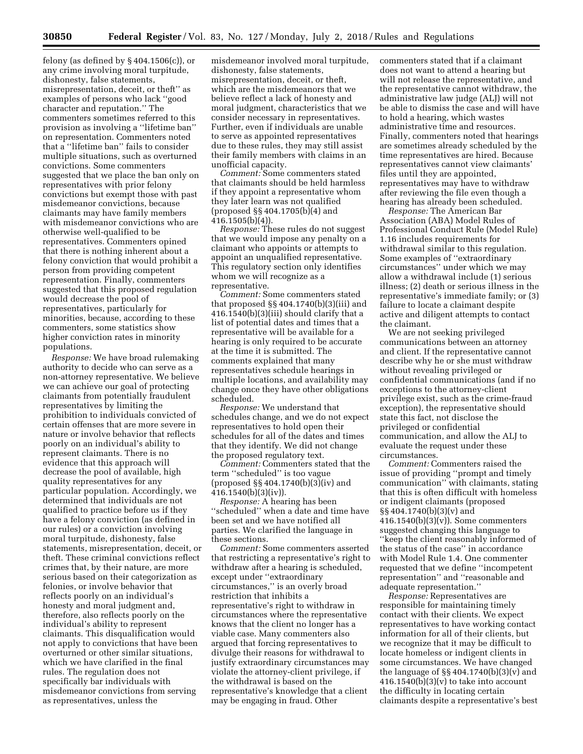felony (as defined by § 404.1506(c)), or any crime involving moral turpitude, dishonesty, false statements, misrepresentation, deceit, or theft'' as examples of persons who lack ''good character and reputation.'' The commenters sometimes referred to this provision as involving a ''lifetime ban'' on representation. Commenters noted that a ''lifetime ban'' fails to consider multiple situations, such as overturned convictions. Some commenters suggested that we place the ban only on representatives with prior felony convictions but exempt those with past misdemeanor convictions, because claimants may have family members with misdemeanor convictions who are otherwise well-qualified to be representatives. Commenters opined that there is nothing inherent about a felony conviction that would prohibit a person from providing competent representation. Finally, commenters suggested that this proposed regulation would decrease the pool of representatives, particularly for minorities, because, according to these commenters, some statistics show higher conviction rates in minority populations.

*Response:* We have broad rulemaking authority to decide who can serve as a non-attorney representative. We believe we can achieve our goal of protecting claimants from potentially fraudulent representatives by limiting the prohibition to individuals convicted of certain offenses that are more severe in nature or involve behavior that reflects poorly on an individual's ability to represent claimants. There is no evidence that this approach will decrease the pool of available, high quality representatives for any particular population. Accordingly, we determined that individuals are not qualified to practice before us if they have a felony conviction (as defined in our rules) or a conviction involving moral turpitude, dishonesty, false statements, misrepresentation, deceit, or theft. These criminal convictions reflect crimes that, by their nature, are more serious based on their categorization as felonies, or involve behavior that reflects poorly on an individual's honesty and moral judgment and, therefore, also reflects poorly on the individual's ability to represent claimants. This disqualification would not apply to convictions that have been overturned or other similar situations, which we have clarified in the final rules. The regulation does not specifically bar individuals with misdemeanor convictions from serving as representatives, unless the misdemeanor involved moral turpitude, dishonesty, false statements, misrepresentation, deceit, or theft, which are the misdemeanors that we believe reflect a lack of honesty and moral judgment, characteristics that we consider necessary in representatives. Further, even if individuals are unable to serve as appointed representatives due to these rules, they may still assist their family members with claims in an unofficial capacity.

*Comment:* Some commenters stated that claimants should be held harmless if they appoint a representative whom they later learn was not qualified (proposed §§ 404.1705(b)(4) and 416.1505(b)(4)).

*Response:* These rules do not suggest that we would impose any penalty on a claimant who appoints or attempts to appoint an unqualified representative. This regulatory section only identifies whom we will recognize as a representative.

*Comment:* Some commenters stated that proposed §§ 404.1740(b)(3)(iii) and 416.1540(b)(3)(iii) should clarify that a list of potential dates and times that a representative will be available for a hearing is only required to be accurate at the time it is submitted. The comments explained that many representatives schedule hearings in multiple locations, and availability may change once they have other obligations scheduled.

*Response:* We understand that schedules change, and we do not expect representatives to hold open their schedules for all of the dates and times that they identify. We did not change the proposed regulatory text.

*Comment:* Commenters stated that the term ''scheduled'' is too vague (proposed §§ 404.1740(b)(3)(iv) and 416.1540(b)(3)(iv)).

*Response:* A hearing has been ''scheduled'' when a date and time have been set and we have notified all parties. We clarified the language in these sections.

*Comment:* Some commenters asserted that restricting a representative's right to withdraw after a hearing is scheduled, except under ''extraordinary circumstances,'' is an overly broad restriction that inhibits a representative's right to withdraw in circumstances where the representative knows that the client no longer has a viable case. Many commenters also argued that forcing representatives to divulge their reasons for withdrawal to justify extraordinary circumstances may violate the attorney-client privilege, if the withdrawal is based on the representative's knowledge that a client may be engaging in fraud. Other commenters stated that if a claimant does not want to attend a hearing but will not release the representative, and the representative cannot withdraw, the administrative law judge (ALJ) will not be able to dismiss the case and will have to hold a hearing, which wastes administrative time and resources. Finally, commenters noted that hearings are sometimes already scheduled by the time representatives are hired. Because representatives cannot view claimants' files until they are appointed, representatives may have to withdraw after reviewing the file even though a hearing has already been scheduled.

*Response:* The American Bar Association (ABA) Model Rules of Professional Conduct Rule (Model Rule) 1.16 includes requirements for withdrawal similar to this regulation. Some examples of ''extraordinary circumstances'' under which we may allow a withdrawal include (1) serious illness; (2) death or serious illness in the representative's immediate family; or (3) failure to locate a claimant despite active and diligent attempts to contact the claimant.

We are not seeking privileged communications between an attorney and client. If the representative cannot describe why he or she must withdraw without revealing privileged or confidential communications (and if no exceptions to the attorney-client privilege exist, such as the crime-fraud exception), the representative should state this fact, not disclose the privileged or confidential communication, and allow the ALJ to evaluate the request under these circumstances.

*Comment:* Commenters raised the issue of providing ''prompt and timely communication'' with claimants, stating that this is often difficult with homeless or indigent claimants (proposed §§ 404.1740(b)(3)(v) and 416.1540(b)(3)(v)). Some commenters suggested changing this language to ''keep the client reasonably informed of the status of the case'' in accordance with Model Rule 1.4. One commenter requested that we define ''incompetent representation'' and ''reasonable and adequate representation.''

*Response:* Representatives are responsible for maintaining timely contact with their clients. We expect representatives to have working contact information for all of their clients, but we recognize that it may be difficult to locate homeless or indigent clients in some circumstances. We have changed the language of §§ 404.1740(b)(3)(v) and 416.1540(b)(3)(v) to take into account the difficulty in locating certain claimants despite a representative's best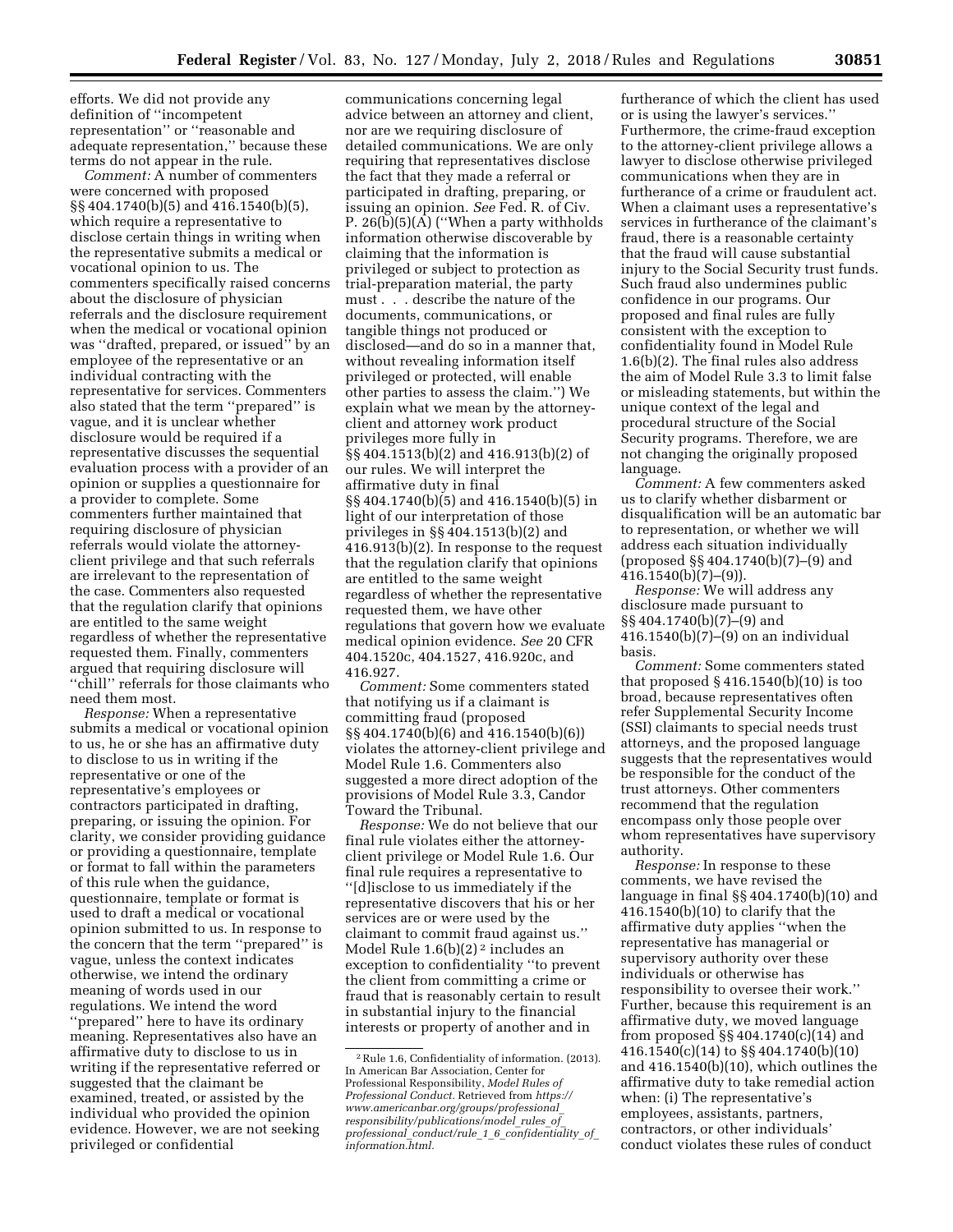efforts. We did not provide any definition of ''incompetent representation'' or ''reasonable and adequate representation,'' because these terms do not appear in the rule.

*Comment:* A number of commenters were concerned with proposed §§ 404.1740(b)(5) and 416.1540(b)(5), which require a representative to disclose certain things in writing when the representative submits a medical or vocational opinion to us. The commenters specifically raised concerns about the disclosure of physician referrals and the disclosure requirement when the medical or vocational opinion was ''drafted, prepared, or issued'' by an employee of the representative or an individual contracting with the representative for services. Commenters also stated that the term ''prepared'' is vague, and it is unclear whether disclosure would be required if a representative discusses the sequential evaluation process with a provider of an opinion or supplies a questionnaire for a provider to complete. Some commenters further maintained that requiring disclosure of physician referrals would violate the attorney-client privilege and that such referrals are irrelevant to the representation of the case. Commenters also requested that the regulation clarify that opinions are entitled to the same weight regardless of whether the representative requested them. Finally, commenters argued that requiring disclosure will ''chill'' referrals for those claimants who need them most.

*Response:* When a representative submits a medical or vocational opinion to us, he or she has an affirmative duty to disclose to us in writing if the representative or one of the representative's employees or contractors participated in drafting, preparing, or issuing the opinion. For clarity, we consider providing guidance or providing a questionnaire, template or format to fall within the parameters of this rule when the guidance, questionnaire, template or format is used to draft a medical or vocational opinion submitted to us. In response to the concern that the term ''prepared'' is vague, unless the context indicates otherwise, we intend the ordinary meaning of words used in our regulations. We intend the word ''prepared'' here to have its ordinary meaning. Representatives also have an affirmative duty to disclose to us in writing if the representative referred or suggested that the claimant be examined, treated, or assisted by the individual who provided the opinion evidence. However, we are not seeking privileged or confidential communications concerning legal advice between an attorney and client, nor are we requiring disclosure of detailed communications. We are only requiring that representatives disclose the fact that they made a referral or participated in drafting, preparing, or issuing an opinion. *See* Fed. R. of Civ. P. 26(b)(5)(A) (''When a party withholds information otherwise discoverable by claiming that the information is privileged or subject to protection as trial-preparation material, the party must . . . describe the nature of the documents, communications, or tangible things not produced or disclosed—and do so in a manner that, without revealing information itself privileged or protected, will enable other parties to assess the claim.'') We explain what we mean by the attorney-client and attorney work product privileges more fully in §§ 404.1513(b)(2) and 416.913(b)(2) of our rules. We will interpret the affirmative duty in final §§ 404.1740(b)(5) and 416.1540(b)(5) in light of our interpretation of those privileges in §§ 404.1513(b)(2) and 416.913(b)(2). In response to the request that the regulation clarify that opinions are entitled to the same weight regardless of whether the representative requested them, we have other regulations that govern how we evaluate medical opinion evidence. *See* 20 CFR 404.1520c, 404.1527, 416.920c, and 416.927.

*Comment:* Some commenters stated that notifying us if a claimant is committing fraud (proposed §§ 404.1740(b)(6) and 416.1540(b)(6)) violates the attorney-client privilege and Model Rule 1.6. Commenters also suggested a more direct adoption of the provisions of Model Rule 3.3, Candor Toward the Tribunal.

*Response:* We do not believe that our final rule violates either the attorney-client privilege or Model Rule 1.6. Our final rule requires a representative to ''[d]isclose to us immediately if the representative discovers that his or her services are or were used by the claimant to commit fraud against us.'' Model Rule 1.6(b)(2)[2] includes an exception to confidentiality ''to prevent the client from committing a crime or fraud that is reasonably certain to result in substantial injury to the financial interests or property of another and in furtherance of which the client has used or is using the lawyer's services.'' Furthermore, the crime-fraud exception to the attorney-client privilege allows a lawyer to disclose otherwise privileged communications when they are in furtherance of a crime or fraudulent act. When a claimant uses a representative's services in furtherance of the claimant's fraud, there is a reasonable certainty that the fraud will cause substantial injury to the Social Security trust funds. Such fraud also undermines public confidence in our programs. Our proposed and final rules are fully consistent with the exception to confidentiality found in Model Rule 1.6(b)(2). The final rules also address the aim of Model Rule 3.3 to limit false or misleading statements, but within the unique context of the legal and procedural structure of the Social Security programs. Therefore, we are not changing the originally proposed language.

*Comment:* A few commenters asked us to clarify whether disbarment or disqualification will be an automatic bar to representation, or whether we will address each situation individually (proposed §§ 404.1740(b)(7)–(9) and 416.1540(b)(7)–(9)).

*Response:* We will address any disclosure made pursuant to §§ 404.1740(b)(7)–(9) and 416.1540(b)(7)–(9) on an individual basis.

*Comment:* Some commenters stated that proposed § 416.1540(b)(10) is too broad, because representatives often refer Supplemental Security Income (SSI) claimants to special needs trust attorneys, and the proposed language suggests that the representatives would be responsible for the conduct of the trust attorneys. Other commenters recommend that the regulation encompass only those people over whom representatives have supervisory authority.

*Response:* In response to these comments, we have revised the language in final §§ 404.1740(b)(10) and 416.1540(b)(10) to clarify that the affirmative duty applies ''when the representative has managerial or supervisory authority over these individuals or otherwise has responsibility to oversee their work.'' Further, because this requirement is an affirmative duty, we moved language from proposed §§ 404.1740(c)(14) and 416.1540(c)(14) to §§ 404.1740(b)(10) and 416.1540(b)(10), which outlines the affirmative duty to take remedial action when: (i) The representative's employees, assistants, partners, contractors, or other individuals' conduct violates these rules of conduct

[2] Rule 1.6, Confidentiality of information. (2013). In American Bar Association, Center for Professional Responsibility, *Model Rules of Professional Conduct.* Retrieved from *https://www.americanbar.org/groups/professional_responsibility/publications/model_rules_of_professional_conduct/rule_1_6_confidentiality_of_information.html.*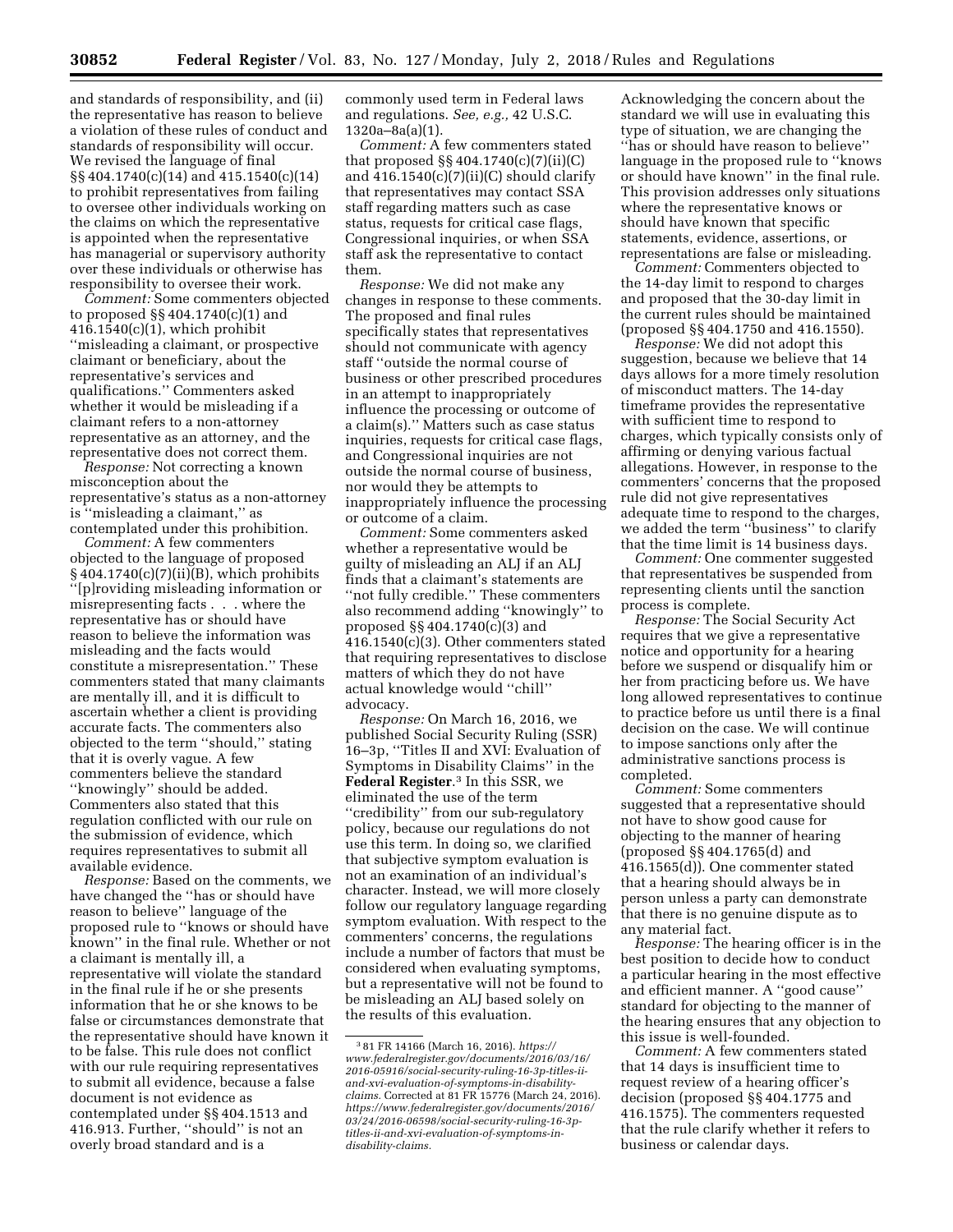and standards of responsibility, and (ii) the representative has reason to believe a violation of these rules of conduct and standards of responsibility will occur. We revised the language of final §§ 404.1740(c)(14) and 415.1540(c)(14) to prohibit representatives from failing to oversee other individuals working on the claims on which the representative is appointed when the representative has managerial or supervisory authority over these individuals or otherwise has responsibility to oversee their work.

*Comment:* Some commenters objected to proposed §§ 404.1740(c)(1) and 416.1540(c)(1), which prohibit ''misleading a claimant, or prospective claimant or beneficiary, about the representative's services and qualifications.'' Commenters asked whether it would be misleading if a claimant refers to a non-attorney representative as an attorney, and the representative does not correct them.

*Response:* Not correcting a known misconception about the representative's status as a non-attorney is ''misleading a claimant,'' as contemplated under this prohibition.

*Comment:* A few commenters objected to the language of proposed § 404.1740(c)(7)(ii)(B), which prohibits ''[p]roviding misleading information or misrepresenting facts . . . where the representative has or should have reason to believe the information was misleading and the facts would constitute a misrepresentation.'' These commenters stated that many claimants are mentally ill, and it is difficult to ascertain whether a client is providing accurate facts. The commenters also objected to the term ''should,'' stating that it is overly vague. A few commenters believe the standard ''knowingly'' should be added. Commenters also stated that this regulation conflicted with our rule on the submission of evidence, which requires representatives to submit all available evidence.

*Response:* Based on the comments, we have changed the ''has or should have reason to believe'' language of the proposed rule to ''knows or should have known'' in the final rule. Whether or not a claimant is mentally ill, a representative will violate the standard in the final rule if he or she presents information that he or she knows to be false or circumstances demonstrate that the representative should have known it to be false. This rule does not conflict with our rule requiring representatives to submit all evidence, because a false document is not evidence as contemplated under §§ 404.1513 and 416.913. Further, ''should'' is not an overly broad standard and is a commonly used term in Federal laws and regulations. *See, e.g.,* 42 U.S.C. 1320a–8a(a)(1).

*Comment:* A few commenters stated that proposed §§ 404.1740(c)(7)(ii)(C) and 416.1540(c)(7)(ii)(C) should clarify that representatives may contact SSA staff regarding matters such as case status, requests for critical case flags, Congressional inquiries, or when SSA staff ask the representative to contact them.

*Response:* We did not make any changes in response to these comments. The proposed and final rules specifically states that representatives should not communicate with agency staff ''outside the normal course of business or other prescribed procedures in an attempt to inappropriately influence the processing or outcome of a claim(s).'' Matters such as case status inquiries, requests for critical case flags, and Congressional inquiries are not outside the normal course of business, nor would they be attempts to inappropriately influence the processing or outcome of a claim.

*Comment:* Some commenters asked whether a representative would be guilty of misleading an ALJ if an ALJ finds that a claimant's statements are ''not fully credible.'' These commenters also recommend adding ''knowingly'' to proposed §§ 404.1740(c)(3) and 416.1540(c)(3). Other commenters stated that requiring representatives to disclose matters of which they do not have actual knowledge would ''chill'' advocacy.

*Response:* On March 16, 2016, we published Social Security Ruling (SSR) 16–3p, ''Titles II and XVI: Evaluation of Symptoms in Disability Claims'' in the **Federal Register**.[3] In this SSR, we eliminated the use of the term ''credibility'' from our sub-regulatory policy, because our regulations do not use this term. In doing so, we clarified that subjective symptom evaluation is not an examination of an individual's character. Instead, we will more closely follow our regulatory language regarding symptom evaluation. With respect to the commenters' concerns, the regulations include a number of factors that must be considered when evaluating symptoms, but a representative will not be found to be misleading an ALJ based solely on the results of this evaluation.

Acknowledging the concern about the standard we will use in evaluating this type of situation, we are changing the ''has or should have reason to believe'' language in the proposed rule to ''knows or should have known'' in the final rule. This provision addresses only situations where the representative knows or should have known that specific statements, evidence, assertions, or representations are false or misleading.

*Comment:* Commenters objected to the 14-day limit to respond to charges and proposed that the 30-day limit in the current rules should be maintained (proposed §§ 404.1750 and 416.1550).

*Response:* We did not adopt this suggestion, because we believe that 14 days allows for a more timely resolution of misconduct matters. The 14-day timeframe provides the representative with sufficient time to respond to charges, which typically consists only of affirming or denying various factual allegations. However, in response to the commenters' concerns that the proposed rule did not give representatives adequate time to respond to the charges, we added the term ''business'' to clarify that the time limit is 14 business days.

*Comment:* One commenter suggested that representatives be suspended from representing clients until the sanction process is complete.

*Response:* The Social Security Act requires that we give a representative notice and opportunity for a hearing before we suspend or disqualify him or her from practicing before us. We have long allowed representatives to continue to practice before us until there is a final decision on the case. We will continue to impose sanctions only after the administrative sanctions process is completed.

*Comment:* Some commenters suggested that a representative should not have to show good cause for objecting to the manner of hearing (proposed §§ 404.1765(d) and 416.1565(d)). One commenter stated that a hearing should always be in person unless a party can demonstrate that there is no genuine dispute as to any material fact.

*Response:* The hearing officer is in the best position to decide how to conduct a particular hearing in the most effective and efficient manner. A ''good cause'' standard for objecting to the manner of the hearing ensures that any objection to this issue is well-founded.

*Comment:* A few commenters stated that 14 days is insufficient time to request review of a hearing officer's decision (proposed §§ 404.1775 and 416.1575). The commenters requested that the rule clarify whether it refers to business or calendar days.

---

[3] 81 FR 14166 (March 16, 2016). *https://www.federalregister.gov/documents/2016/03/16/2016-05916/social-security-ruling-16-3p-titles-ii-and-xvi-evaluation-of-symptoms-in-disability-claims.* Corrected at 81 FR 15776 (March 24, 2016). *https://www.federalregister.gov/documents/2016/03/24/2016-06598/social-security-ruling-16-3p-titles-ii-and-xvi-evaluation-of-symptoms-in-disability-claims.*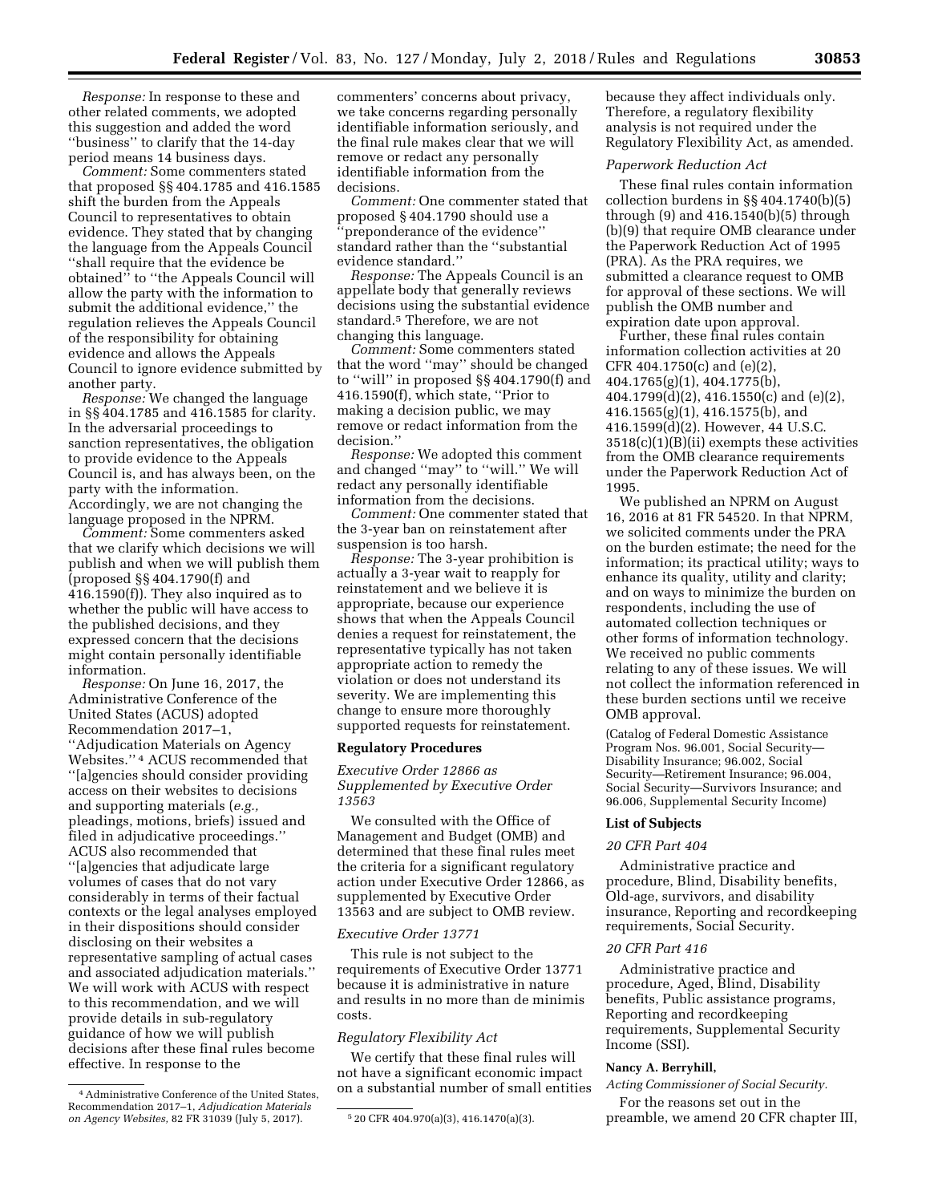*Response:* In response to these and other related comments, we adopted this suggestion and added the word ''business'' to clarify that the 14-day period means 14 business days.

*Comment:* Some commenters stated that proposed §§ 404.1785 and 416.1585 shift the burden from the Appeals Council to representatives to obtain evidence. They stated that by changing the language from the Appeals Council ''shall require that the evidence be obtained'' to ''the Appeals Council will allow the party with the information to submit the additional evidence,'' the regulation relieves the Appeals Council of the responsibility for obtaining evidence and allows the Appeals Council to ignore evidence submitted by another party.

*Response:* We changed the language in §§ 404.1785 and 416.1585 for clarity. In the adversarial proceedings to sanction representatives, the obligation to provide evidence to the Appeals Council is, and has always been, on the party with the information. Accordingly, we are not changing the language proposed in the NPRM.

*Comment:* Some commenters asked that we clarify which decisions we will publish and when we will publish them (proposed §§ 404.1790(f) and 416.1590(f)). They also inquired as to whether the public will have access to the published decisions, and they expressed concern that the decisions might contain personally identifiable information.

*Response:* On June 16, 2017, the Administrative Conference of the United States (ACUS) adopted Recommendation 2017–1, ''Adjudication Materials on Agency Websites.'' [4] ACUS recommended that ''[a]gencies should consider providing access on their websites to decisions and supporting materials (*e.g.,* pleadings, motions, briefs) issued and filed in adjudicative proceedings.'' ACUS also recommended that ''[a]gencies that adjudicate large volumes of cases that do not vary considerably in terms of their factual contexts or the legal analyses employed in their dispositions should consider disclosing on their websites a representative sampling of actual cases and associated adjudication materials.'' We will work with ACUS with respect to this recommendation, and we will provide details in sub-regulatory guidance of how we will publish decisions after these final rules become effective. In response to the commenters' concerns about privacy, we take concerns regarding personally identifiable information seriously, and the final rule makes clear that we will remove or redact any personally identifiable information from the decisions.

*Comment:* One commenter stated that proposed § 404.1790 should use a ''preponderance of the evidence'' standard rather than the ''substantial evidence standard.''

*Response:* The Appeals Council is an appellate body that generally reviews decisions using the substantial evidence standard.[5] Therefore, we are not changing this language.

*Comment:* Some commenters stated that the word ''may'' should be changed to ''will'' in proposed §§ 404.1790(f) and 416.1590(f), which state, ''Prior to making a decision public, we may remove or redact information from the decision.''

*Response:* We adopted this comment and changed ''may'' to ''will.'' We will redact any personally identifiable information from the decisions.

*Comment:* One commenter stated that the 3-year ban on reinstatement after suspension is too harsh.

*Response:* The 3-year prohibition is actually a 3-year wait to reapply for reinstatement and we believe it is appropriate, because our experience shows that when the Appeals Council denies a request for reinstatement, the representative typically has not taken appropriate action to remedy the violation or does not understand its severity. We are implementing this change to ensure more thoroughly supported requests for reinstatement.

## Regulatory Procedures

### *Executive Order 12866 as Supplemented by Executive Order 13563*

We consulted with the Office of Management and Budget (OMB) and determined that these final rules meet the criteria for a significant regulatory action under Executive Order 12866, as supplemented by Executive Order 13563 and are subject to OMB review.

### *Executive Order 13771*

This rule is not subject to the requirements of Executive Order 13771 because it is administrative in nature and results in no more than de minimis costs.

### *Regulatory Flexibility Act*

We certify that these final rules will not have a significant economic impact on a substantial number of small entities because they affect individuals only. Therefore, a regulatory flexibility analysis is not required under the Regulatory Flexibility Act, as amended.

### *Paperwork Reduction Act*

These final rules contain information collection burdens in §§ 404.1740(b)(5) through (9) and 416.1540(b)(5) through (b)(9) that require OMB clearance under the Paperwork Reduction Act of 1995 (PRA). As the PRA requires, we submitted a clearance request to OMB for approval of these sections. We will publish the OMB number and expiration date upon approval.

Further, these final rules contain information collection activities at 20 CFR 404.1750(c) and (e)(2), 404.1765(g)(1), 404.1775(b), 404.1799(d)(2), 416.1550(c) and (e)(2), 416.1565(g)(1), 416.1575(b), and 416.1599(d)(2). However, 44 U.S.C. 3518(c)(1)(B)(ii) exempts these activities from the OMB clearance requirements under the Paperwork Reduction Act of 1995.

We published an NPRM on August 16, 2016 at 81 FR 54520. In that NPRM, we solicited comments under the PRA on the burden estimate; the need for the information; its practical utility; ways to enhance its quality, utility and clarity; and on ways to minimize the burden on respondents, including the use of automated collection techniques or other forms of information technology. We received no public comments relating to any of these issues. We will not collect the information referenced in these burden sections until we receive OMB approval.

(Catalog of Federal Domestic Assistance Program Nos. 96.001, Social Security—Disability Insurance; 96.002, Social Security—Retirement Insurance; 96.004, Social Security—Survivors Insurance; and 96.006, Supplemental Security Income)

## List of Subjects

### *20 CFR Part 404*

Administrative practice and procedure, Blind, Disability benefits, Old-age, survivors, and disability insurance, Reporting and recordkeeping requirements, Social Security.

### *20 CFR Part 416*

Administrative practice and procedure, Aged, Blind, Disability benefits, Public assistance programs, Reporting and recordkeeping requirements, Supplemental Security Income (SSI).

**Nancy A. Berryhill,**

*Acting Commissioner of Social Security.*

For the reasons set out in the preamble, we amend 20 CFR chapter III,

---

[4] Administrative Conference of the United States, Recommendation 2017–1, *Adjudication Materials on Agency Websites,* 82 FR 31039 (July 5, 2017).

[5] 20 CFR 404.970(a)(3), 416.1470(a)(3).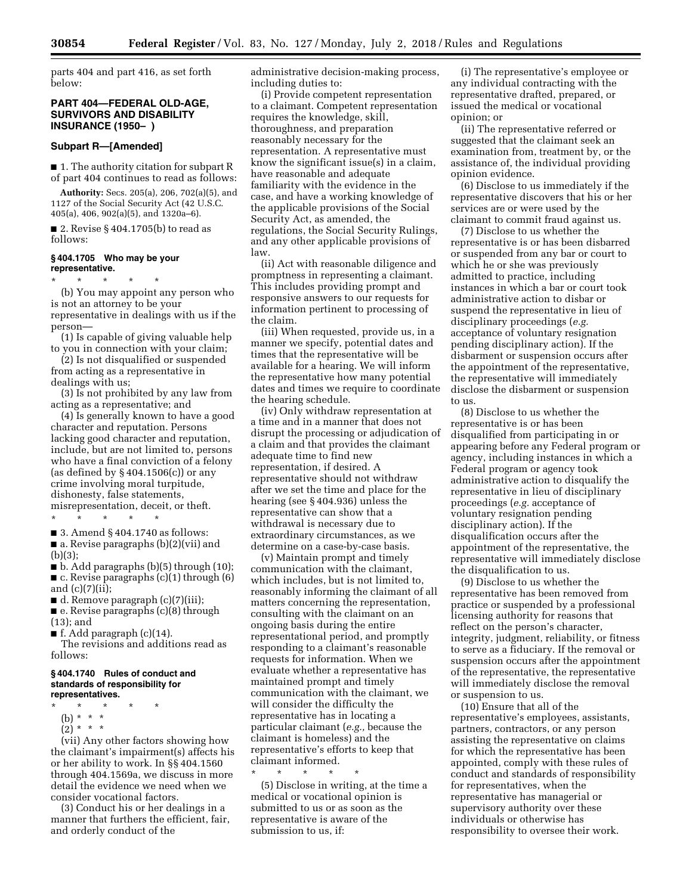parts 404 and part 416, as set forth below:

## PART 404—FEDERAL OLD-AGE, SURVIVORS AND DISABILITY INSURANCE (1950– )

### Subpart R—[Amended]

■ 1. The authority citation for subpart R of part 404 continues to read as follows:

**Authority:** Secs. 205(a), 206, 702(a)(5), and 1127 of the Social Security Act (42 U.S.C. 405(a), 406, 902(a)(5), and 1320a–6).

■ 2. Revise § 404.1705(b) to read as follows:

#### § 404.1705 Who may be your representative.

\* \* \* \* \*

(b) You may appoint any person who is not an attorney to be your representative in dealings with us if the person—

(1) Is capable of giving valuable help to you in connection with your claim;

(2) Is not disqualified or suspended from acting as a representative in dealings with us;

(3) Is not prohibited by any law from acting as a representative; and

(4) Is generally known to have a good character and reputation. Persons lacking good character and reputation, include, but are not limited to, persons who have a final conviction of a felony (as defined by § 404.1506(c)) or any crime involving moral turpitude, dishonesty, false statements, misrepresentation, deceit, or theft.

\* \* \* \* \*

■ 3. Amend § 404.1740 as follows:

■ a. Revise paragraphs (b)(2)(vii) and (b)(3);

■ b. Add paragraphs (b)(5) through (10);

■ c. Revise paragraphs (c)(1) through (6) and (c)(7)(ii);

■ d. Remove paragraph (c)(7)(iii);

■ e. Revise paragraphs (c)(8) through (13); and

■ f. Add paragraph (c)(14).

The revisions and additions read as follows:

#### § 404.1740 Rules of conduct and standards of responsibility for representatives.

\* \* \* \* \*

(b) \* \* \*

(2) \* \* \*

(vii) Any other factors showing how the claimant's impairment(s) affects his or her ability to work. In §§ 404.1560 through 404.1569a, we discuss in more detail the evidence we need when we consider vocational factors.

(3) Conduct his or her dealings in a manner that furthers the efficient, fair, and orderly conduct of the administrative decision-making process, including duties to:

(i) Provide competent representation to a claimant. Competent representation requires the knowledge, skill, thoroughness, and preparation reasonably necessary for the representation. A representative must know the significant issue(s) in a claim, have reasonable and adequate familiarity with the evidence in the case, and have a working knowledge of the applicable provisions of the Social Security Act, as amended, the regulations, the Social Security Rulings, and any other applicable provisions of law.

(ii) Act with reasonable diligence and promptness in representing a claimant. This includes providing prompt and responsive answers to our requests for information pertinent to processing of the claim.

(iii) When requested, provide us, in a manner we specify, potential dates and times that the representative will be available for a hearing. We will inform the representative how many potential dates and times we require to coordinate the hearing schedule.

(iv) Only withdraw representation at a time and in a manner that does not disrupt the processing or adjudication of a claim and that provides the claimant adequate time to find new representation, if desired. A representative should not withdraw after we set the time and place for the hearing (see § 404.936) unless the representative can show that a withdrawal is necessary due to extraordinary circumstances, as we determine on a case-by-case basis.

(v) Maintain prompt and timely communication with the claimant, which includes, but is not limited to, reasonably informing the claimant of all matters concerning the representation, consulting with the claimant on an ongoing basis during the entire representational period, and promptly responding to a claimant's reasonable requests for information. When we evaluate whether a representative has maintained prompt and timely communication with the claimant, we will consider the difficulty the representative has in locating a particular claimant (*e.g.,* because the claimant is homeless) and the representative's efforts to keep that claimant informed.

\* \* \* \* \*

(5) Disclose in writing, at the time a medical or vocational opinion is submitted to us or as soon as the representative is aware of the submission to us, if:

(i) The representative's employee or any individual contracting with the representative drafted, prepared, or issued the medical or vocational opinion; or

(ii) The representative referred or suggested that the claimant seek an examination from, treatment by, or the assistance of, the individual providing opinion evidence.

(6) Disclose to us immediately if the representative discovers that his or her services are or were used by the claimant to commit fraud against us.

(7) Disclose to us whether the representative is or has been disbarred or suspended from any bar or court to which he or she was previously admitted to practice, including instances in which a bar or court took administrative action to disbar or suspend the representative in lieu of disciplinary proceedings (*e.g.* acceptance of voluntary resignation pending disciplinary action). If the disbarment or suspension occurs after the appointment of the representative, the representative will immediately disclose the disbarment or suspension to us.

(8) Disclose to us whether the representative is or has been disqualified from participating in or appearing before any Federal program or agency, including instances in which a Federal program or agency took administrative action to disqualify the representative in lieu of disciplinary proceedings (*e.g.* acceptance of voluntary resignation pending disciplinary action). If the disqualification occurs after the appointment of the representative, the representative will immediately disclose the disqualification to us.

(9) Disclose to us whether the representative has been removed from practice or suspended by a professional licensing authority for reasons that reflect on the person's character, integrity, judgment, reliability, or fitness to serve as a fiduciary. If the removal or suspension occurs after the appointment of the representative, the representative will immediately disclose the removal or suspension to us.

(10) Ensure that all of the representative's employees, assistants, partners, contractors, or any person assisting the representative on claims for which the representative has been appointed, comply with these rules of conduct and standards of responsibility for representatives, when the representative has managerial or supervisory authority over these individuals or otherwise has responsibility to oversee their work.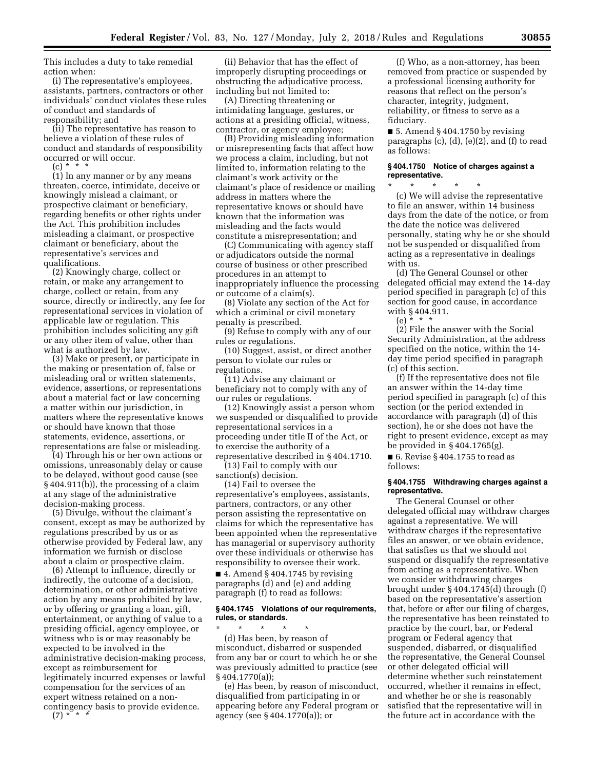This includes a duty to take remedial action when:

(i) The representative's employees, assistants, partners, contractors or other individuals' conduct violates these rules of conduct and standards of responsibility; and

(ii) The representative has reason to believe a violation of these rules of conduct and standards of responsibility occurred or will occur.

(c) * * *

(1) In any manner or by any means threaten, coerce, intimidate, deceive or knowingly mislead a claimant, or prospective claimant or beneficiary, regarding benefits or other rights under the Act. This prohibition includes misleading a claimant, or prospective claimant or beneficiary, about the representative's services and qualifications.

(2) Knowingly charge, collect or retain, or make any arrangement to charge, collect or retain, from any source, directly or indirectly, any fee for representational services in violation of applicable law or regulation. This prohibition includes soliciting any gift or any other item of value, other than what is authorized by law.

(3) Make or present, or participate in the making or presentation of, false or misleading oral or written statements, evidence, assertions, or representations about a material fact or law concerning a matter within our jurisdiction, in matters where the representative knows or should have known that those statements, evidence, assertions, or representations are false or misleading.

(4) Through his or her own actions or omissions, unreasonably delay or cause to be delayed, without good cause (see § 404.911(b)), the processing of a claim at any stage of the administrative decision-making process.

(5) Divulge, without the claimant's consent, except as may be authorized by regulations prescribed by us or as otherwise provided by Federal law, any information we furnish or disclose about a claim or prospective claim.

(6) Attempt to influence, directly or indirectly, the outcome of a decision, determination, or other administrative action by any means prohibited by law, or by offering or granting a loan, gift, entertainment, or anything of value to a presiding official, agency employee, or witness who is or may reasonably be expected to be involved in the administrative decision-making process, except as reimbursement for legitimately incurred expenses or lawful compensation for the services of an expert witness retained on a non-contingency basis to provide evidence.

(7) * * *

(ii) Behavior that has the effect of improperly disrupting proceedings or obstructing the adjudicative process, including but not limited to:

(A) Directing threatening or intimidating language, gestures, or actions at a presiding official, witness, contractor, or agency employee;

(B) Providing misleading information or misrepresenting facts that affect how we process a claim, including, but not limited to, information relating to the claimant's work activity or the claimant's place of residence or mailing address in matters where the representative knows or should have known that the information was misleading and the facts would constitute a misrepresentation; and

(C) Communicating with agency staff or adjudicators outside the normal course of business or other prescribed procedures in an attempt to inappropriately influence the processing or outcome of a claim(s).

(8) Violate any section of the Act for which a criminal or civil monetary penalty is prescribed.

(9) Refuse to comply with any of our rules or regulations.

(10) Suggest, assist, or direct another person to violate our rules or regulations.

(11) Advise any claimant or beneficiary not to comply with any of our rules or regulations.

(12) Knowingly assist a person whom we suspended or disqualified to provide representational services in a proceeding under title II of the Act, or to exercise the authority of a representative described in § 404.1710.

(13) Fail to comply with our sanction(s) decision.

(14) Fail to oversee the representative's employees, assistants, partners, contractors, or any other person assisting the representative on claims for which the representative has been appointed when the representative has managerial or supervisory authority over these individuals or otherwise has responsibility to oversee their work.

■ 4. Amend § 404.1745 by revising paragraphs (d) and (e) and adding paragraph (f) to read as follows:

**§ 404.1745 Violations of our requirements, rules, or standards.**

\* \* \* \* \*

(d) Has been, by reason of misconduct, disbarred or suspended from any bar or court to which he or she was previously admitted to practice (see § 404.1770(a));

(e) Has been, by reason of misconduct, disqualified from participating in or appearing before any Federal program or agency (see § 404.1770(a)); or

(f) Who, as a non-attorney, has been removed from practice or suspended by a professional licensing authority for reasons that reflect on the person's character, integrity, judgment, reliability, or fitness to serve as a fiduciary.

■ 5. Amend § 404.1750 by revising paragraphs (c), (d), (e)(2), and (f) to read as follows:

**§ 404.1750 Notice of charges against a representative.**

\* \* \* \* \*

(c) We will advise the representative to file an answer, within 14 business days from the date of the notice, or from the date the notice was delivered personally, stating why he or she should not be suspended or disqualified from acting as a representative in dealings with us.

(d) The General Counsel or other delegated official may extend the 14-day period specified in paragraph (c) of this section for good cause, in accordance with § 404.911.

(e) * * *

(2) File the answer with the Social Security Administration, at the address specified on the notice, within the 14-day time period specified in paragraph (c) of this section.

(f) If the representative does not file an answer within the 14-day time period specified in paragraph (c) of this section (or the period extended in accordance with paragraph (d) of this section), he or she does not have the right to present evidence, except as may be provided in § 404.1765(g).

■ 6. Revise § 404.1755 to read as follows:

**§ 404.1755 Withdrawing charges against a representative.**

The General Counsel or other delegated official may withdraw charges against a representative. We will withdraw charges if the representative files an answer, or we obtain evidence, that satisfies us that we should not suspend or disqualify the representative from acting as a representative. When we consider withdrawing charges brought under § 404.1745(d) through (f) based on the representative's assertion that, before or after our filing of charges, the representative has been reinstated to practice by the court, bar, or Federal program or Federal agency that suspended, disbarred, or disqualified the representative, the General Counsel or other delegated official will determine whether such reinstatement occurred, whether it remains in effect, and whether he or she is reasonably satisfied that the representative will in the future act in accordance with the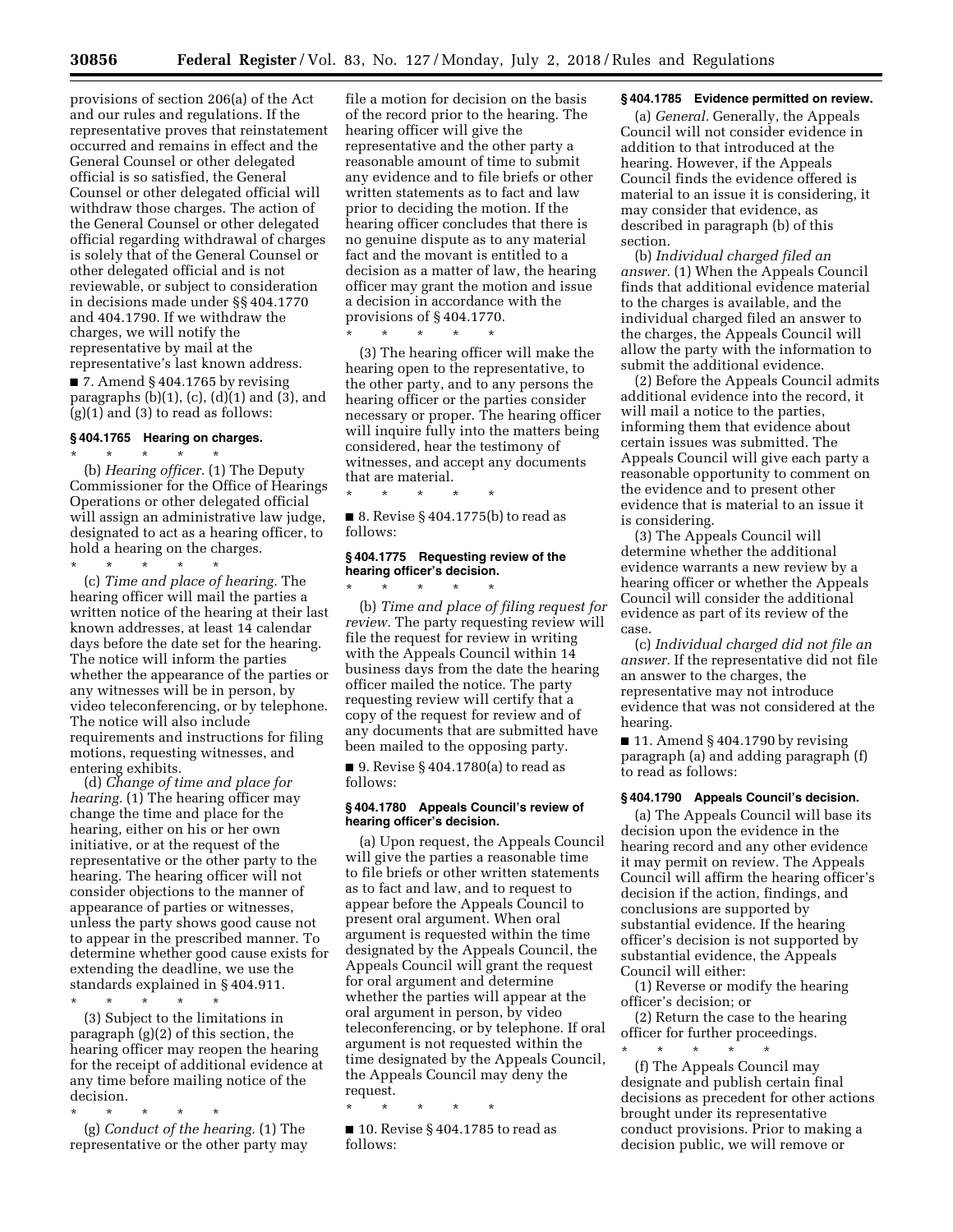provisions of section 206(a) of the Act and our rules and regulations. If the representative proves that reinstatement occurred and remains in effect and the General Counsel or other delegated official is so satisfied, the General Counsel or other delegated official will withdraw those charges. The action of the General Counsel or other delegated official regarding withdrawal of charges is solely that of the General Counsel or other delegated official and is not reviewable, or subject to consideration in decisions made under §§ 404.1770 and 404.1790. If we withdraw the charges, we will notify the representative by mail at the representative's last known address.

■ 7. Amend § 404.1765 by revising paragraphs (b)(1), (c), (d)(1) and (3), and (g)(1) and (3) to read as follows:

### § 404.1765 Hearing on charges.

\* \* \* \* \*

(b) *Hearing officer.* (1) The Deputy Commissioner for the Office of Hearings Operations or other delegated official will assign an administrative law judge, designated to act as a hearing officer, to hold a hearing on the charges.

\* \* \* \* \*

(c) *Time and place of hearing.* The hearing officer will mail the parties a written notice of the hearing at their last known addresses, at least 14 calendar days before the date set for the hearing. The notice will inform the parties whether the appearance of the parties or any witnesses will be in person, by video teleconferencing, or by telephone. The notice will also include requirements and instructions for filing motions, requesting witnesses, and entering exhibits.

(d) *Change of time and place for hearing.* (1) The hearing officer may change the time and place for the hearing, either on his or her own initiative, or at the request of the representative or the other party to the hearing. The hearing officer will not consider objections to the manner of appearance of parties or witnesses, unless the party shows good cause not to appear in the prescribed manner. To determine whether good cause exists for extending the deadline, we use the standards explained in § 404.911.

\* \* \* \* \*

(3) Subject to the limitations in paragraph (g)(2) of this section, the hearing officer may reopen the hearing for the receipt of additional evidence at any time before mailing notice of the decision.

\* \* \* \* \*

(g) *Conduct of the hearing.* (1) The representative or the other party may file a motion for decision on the basis of the record prior to the hearing. The hearing officer will give the representative and the other party a reasonable amount of time to submit any evidence and to file briefs or other written statements as to fact and law prior to deciding the motion. If the hearing officer concludes that there is no genuine dispute as to any material fact and the movant is entitled to a decision as a matter of law, the hearing officer may grant the motion and issue a decision in accordance with the provisions of § 404.1770.

\* \* \* \* \*

(3) The hearing officer will make the hearing open to the representative, to the other party, and to any persons the hearing officer or the parties consider necessary or proper. The hearing officer will inquire fully into the matters being considered, hear the testimony of witnesses, and accept any documents that are material.

\* \* \* \* \*

■ 8. Revise § 404.1775(b) to read as follows:

### § 404.1775 Requesting review of the hearing officer's decision.

\* \* \* \* \*

(b) *Time and place of filing request for review.* The party requesting review will file the request for review in writing with the Appeals Council within 14 business days from the date the hearing officer mailed the notice. The party requesting review will certify that a copy of the request for review and of any documents that are submitted have been mailed to the opposing party.

■ 9. Revise § 404.1780(a) to read as follows:

### § 404.1780 Appeals Council's review of hearing officer's decision.

(a) Upon request, the Appeals Council will give the parties a reasonable time to file briefs or other written statements as to fact and law, and to request to appear before the Appeals Council to present oral argument. When oral argument is requested within the time designated by the Appeals Council, the Appeals Council will grant the request for oral argument and determine whether the parties will appear at the oral argument in person, by video teleconferencing, or by telephone. If oral argument is not requested within the time designated by the Appeals Council, the Appeals Council may deny the request.

\* \* \* \* \*

■ 10. Revise § 404.1785 to read as follows:

### § 404.1785 Evidence permitted on review.

(a) *General.* Generally, the Appeals Council will not consider evidence in addition to that introduced at the hearing. However, if the Appeals Council finds the evidence offered is material to an issue it is considering, it may consider that evidence, as described in paragraph (b) of this section.

(b) *Individual charged filed an answer.* (1) When the Appeals Council finds that additional evidence material to the charges is available, and the individual charged filed an answer to the charges, the Appeals Council will allow the party with the information to submit the additional evidence.

(2) Before the Appeals Council admits additional evidence into the record, it will mail a notice to the parties, informing them that evidence about certain issues was submitted. The Appeals Council will give each party a reasonable opportunity to comment on the evidence and to present other evidence that is material to an issue it is considering.

(3) The Appeals Council will determine whether the additional evidence warrants a new review by a hearing officer or whether the Appeals Council will consider the additional evidence as part of its review of the case.

(c) *Individual charged did not file an answer.* If the representative did not file an answer to the charges, the representative may not introduce evidence that was not considered at the hearing.

■ 11. Amend § 404.1790 by revising paragraph (a) and adding paragraph (f) to read as follows:

### § 404.1790 Appeals Council's decision.

(a) The Appeals Council will base its decision upon the evidence in the hearing record and any other evidence it may permit on review. The Appeals Council will affirm the hearing officer's decision if the action, findings, and conclusions are supported by substantial evidence. If the hearing officer's decision is not supported by substantial evidence, the Appeals Council will either:

(1) Reverse or modify the hearing officer's decision; or

(2) Return the case to the hearing officer for further proceedings.

\* \* \* \* \*

(f) The Appeals Council may designate and publish certain final decisions as precedent for other actions brought under its representative conduct provisions. Prior to making a decision public, we will remove or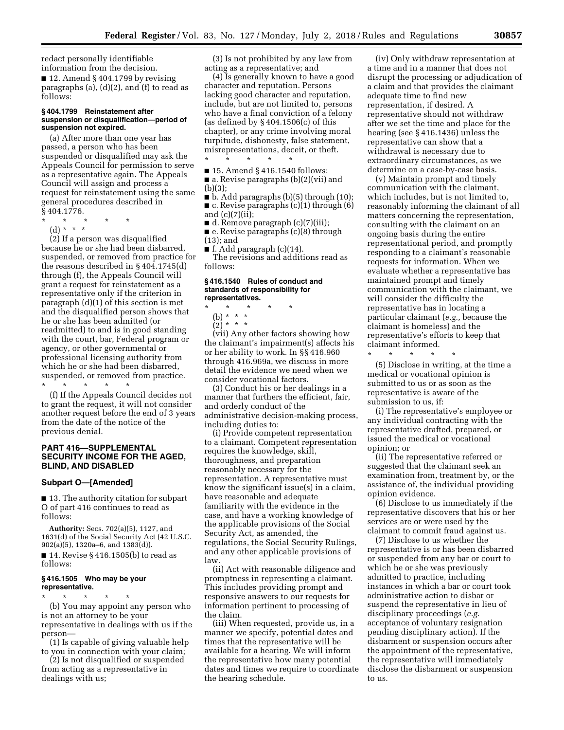redact personally identifiable information from the decision.

■ 12. Amend § 404.1799 by revising paragraphs (a), (d)(2), and (f) to read as follows:

### § 404.1799 Reinstatement after suspension or disqualification—period of suspension not expired.

(a) After more than one year has passed, a person who has been suspended or disqualified may ask the Appeals Council for permission to serve as a representative again. The Appeals Council will assign and process a request for reinstatement using the same general procedures described in § 404.1776.

\* \* \* \* \*

(d) \* \* \*

(2) If a person was disqualified because he or she had been disbarred, suspended, or removed from practice for the reasons described in § 404.1745(d) through (f), the Appeals Council will grant a request for reinstatement as a representative only if the criterion in paragraph (d)(1) of this section is met and the disqualified person shows that he or she has been admitted (or readmitted) to and is in good standing with the court, bar, Federal program or agency, or other governmental or professional licensing authority from which he or she had been disbarred, suspended, or removed from practice.

\* \* \* \* \*

(f) If the Appeals Council decides not to grant the request, it will not consider another request before the end of 3 years from the date of the notice of the previous denial.

## PART 416—SUPPLEMENTAL SECURITY INCOME FOR THE AGED, BLIND, AND DISABLED

### Subpart O—[Amended]

■ 13. The authority citation for subpart O of part 416 continues to read as follows:

**Authority:** Secs. 702(a)(5), 1127, and 1631(d) of the Social Security Act (42 U.S.C. 902(a)(5), 1320a–6, and 1383(d)).

■ 14. Revise § 416.1505(b) to read as follows:

### § 416.1505 Who may be your representative.

\* \* \* \* \*

(b) You may appoint any person who is not an attorney to be your representative in dealings with us if the person—

(1) Is capable of giving valuable help to you in connection with your claim;

(2) Is not disqualified or suspended from acting as a representative in dealings with us;

(3) Is not prohibited by any law from acting as a representative; and

(4) Is generally known to have a good character and reputation. Persons lacking good character and reputation, include, but are not limited to, persons who have a final conviction of a felony (as defined by § 404.1506(c) of this chapter), or any crime involving moral turpitude, dishonesty, false statement, misrepresentations, deceit, or theft.

\* \* \* \* \*

■ 15. Amend § 416.1540 follows:

■ a. Revise paragraphs (b)(2)(vii) and (b)(3);

■ b. Add paragraphs (b)(5) through (10);

■ c. Revise paragraphs (c)(1) through (6) and (c)(7)(ii);

■ d. Remove paragraph (c)(7)(iii);

■ e. Revise paragraphs (c)(8) through (13); and

■ f. Add paragraph (c)(14).

The revisions and additions read as follows:

### § 416.1540 Rules of conduct and standards of responsibility for representatives.

\* \* \* \* \*

(b) \* \* \*

(2) \* \* \*

(vii) Any other factors showing how the claimant's impairment(s) affects his or her ability to work. In §§ 416.960 through 416.969a, we discuss in more detail the evidence we need when we consider vocational factors.

(3) Conduct his or her dealings in a manner that furthers the efficient, fair, and orderly conduct of the administrative decision-making process, including duties to:

(i) Provide competent representation to a claimant. Competent representation requires the knowledge, skill, thoroughness, and preparation reasonably necessary for the representation. A representative must know the significant issue(s) in a claim, have reasonable and adequate familiarity with the evidence in the case, and have a working knowledge of the applicable provisions of the Social Security Act, as amended, the regulations, the Social Security Rulings, and any other applicable provisions of law.

(ii) Act with reasonable diligence and promptness in representing a claimant. This includes providing prompt and responsive answers to our requests for information pertinent to processing of the claim.

(iii) When requested, provide us, in a manner we specify, potential dates and times that the representative will be available for a hearing. We will inform the representative how many potential dates and times we require to coordinate the hearing schedule.

(iv) Only withdraw representation at a time and in a manner that does not disrupt the processing or adjudication of a claim and that provides the claimant adequate time to find new representation, if desired. A representative should not withdraw after we set the time and place for the hearing (see § 416.1436) unless the representative can show that a withdrawal is necessary due to extraordinary circumstances, as we determine on a case-by-case basis.

(v) Maintain prompt and timely communication with the claimant, which includes, but is not limited to, reasonably informing the claimant of all matters concerning the representation, consulting with the claimant on an ongoing basis during the entire representational period, and promptly responding to a claimant's reasonable requests for information. When we evaluate whether a representative has maintained prompt and timely communication with the claimant, we will consider the difficulty the representative has in locating a particular claimant (*e.g.,* because the claimant is homeless) and the representative's efforts to keep that claimant informed.

\* \* \* \* \*

(5) Disclose in writing, at the time a medical or vocational opinion is submitted to us or as soon as the representative is aware of the submission to us, if:

(i) The representative's employee or any individual contracting with the representative drafted, prepared, or issued the medical or vocational opinion; or

(ii) The representative referred or suggested that the claimant seek an examination from, treatment by, or the assistance of, the individual providing opinion evidence.

(6) Disclose to us immediately if the representative discovers that his or her services are or were used by the claimant to commit fraud against us.

(7) Disclose to us whether the representative is or has been disbarred or suspended from any bar or court to which he or she was previously admitted to practice, including instances in which a bar or court took administrative action to disbar or suspend the representative in lieu of disciplinary proceedings (*e.g.* acceptance of voluntary resignation pending disciplinary action). If the disbarment or suspension occurs after the appointment of the representative, the representative will immediately disclose the disbarment or suspension to us.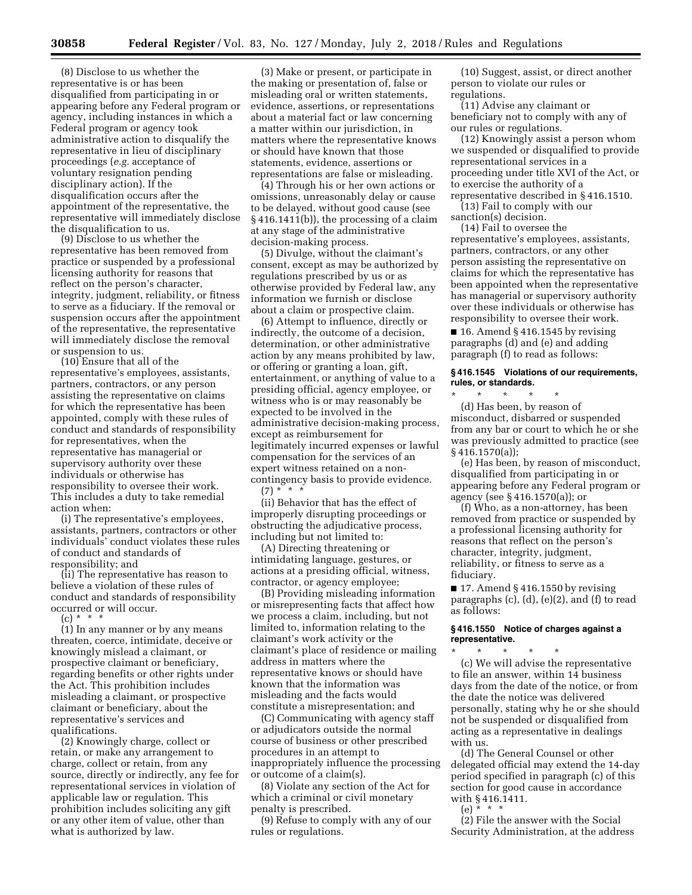(8) Disclose to us whether the representative is or has been disqualified from participating in or appearing before any Federal program or agency, including instances in which a Federal program or agency took administrative action to disqualify the representative in lieu of disciplinary proceedings (*e.g.* acceptance of voluntary resignation pending disciplinary action). If the disqualification occurs after the appointment of the representative, the representative will immediately disclose the disqualification to us.

(9) Disclose to us whether the representative has been removed from practice or suspended by a professional licensing authority for reasons that reflect on the person's character, integrity, judgment, reliability, or fitness to serve as a fiduciary. If the removal or suspension occurs after the appointment of the representative, the representative will immediately disclose the removal or suspension to us.

(10) Ensure that all of the representative's employees, assistants, partners, contractors, or any person assisting the representative on claims for which the representative has been appointed, comply with these rules of conduct and standards of responsibility for representatives, when the representative has managerial or supervisory authority over these individuals or otherwise has responsibility to oversee their work. This includes a duty to take remedial action when:

(i) The representative's employees, assistants, partners, contractors or other individuals' conduct violates these rules of conduct and standards of responsibility; and

(ii) The representative has reason to believe a violation of these rules of conduct and standards of responsibility occurred or will occur.

(c) * * *

(1) In any manner or by any means threaten, coerce, intimidate, deceive or knowingly mislead a claimant, or prospective claimant or beneficiary, regarding benefits or other rights under the Act. This prohibition includes misleading a claimant, or prospective claimant or beneficiary, about the representative's services and qualifications.

(2) Knowingly charge, collect or retain, or make any arrangement to charge, collect or retain, from any source, directly or indirectly, any fee for representational services in violation of applicable law or regulation. This prohibition includes soliciting any gift or any other item of value, other than what is authorized by law.

(3) Make or present, or participate in the making or presentation of, false or misleading oral or written statements, evidence, assertions, or representations about a material fact or law concerning a matter within our jurisdiction, in matters where the representative knows or should have known that those statements, evidence, assertions or representations are false or misleading.

(4) Through his or her own actions or omissions, unreasonably delay or cause to be delayed, without good cause (see § 416.1411(b)), the processing of a claim at any stage of the administrative decision-making process.

(5) Divulge, without the claimant's consent, except as may be authorized by regulations prescribed by us or as otherwise provided by Federal law, any information we furnish or disclose about a claim or prospective claim.

(6) Attempt to influence, directly or indirectly, the outcome of a decision, determination, or other administrative action by any means prohibited by law, or offering or granting a loan, gift, entertainment, or anything of value to a presiding official, agency employee, or witness who is or may reasonably be expected to be involved in the administrative decision-making process, except as reimbursement for legitimately incurred expenses or lawful compensation for the services of an expert witness retained on a non-contingency basis to provide evidence.

(7) * * *

(ii) Behavior that has the effect of improperly disrupting proceedings or obstructing the adjudicative process, including but not limited to:

(A) Directing threatening or intimidating language, gestures, or actions at a presiding official, witness, contractor, or agency employee;

(B) Providing misleading information or misrepresenting facts that affect how we process a claim, including, but not limited to, information relating to the claimant's work activity or the claimant's place of residence or mailing address in matters where the representative knows or should have known that the information was misleading and the facts would constitute a misrepresentation; and

(C) Communicating with agency staff or adjudicators outside the normal course of business or other prescribed procedures in an attempt to inappropriately influence the processing or outcome of a claim(s).

(8) Violate any section of the Act for which a criminal or civil monetary penalty is prescribed.

(9) Refuse to comply with any of our rules or regulations.

(10) Suggest, assist, or direct another person to violate our rules or regulations.

(11) Advise any claimant or beneficiary not to comply with any of our rules or regulations.

(12) Knowingly assist a person whom we suspended or disqualified to provide representational services in a proceeding under title XVI of the Act, or to exercise the authority of a representative described in § 416.1510.

(13) Fail to comply with our sanction(s) decision.

(14) Fail to oversee the representative's employees, assistants, partners, contractors, or any other person assisting the representative on claims for which the representative has been appointed when the representative has managerial or supervisory authority over these individuals or otherwise has responsibility to oversee their work.

■ 16. Amend § 416.1545 by revising paragraphs (d) and (e) and adding paragraph (f) to read as follows:

### § 416.1545 Violations of our requirements, rules, or standards.

\* \* \* \* \*

(d) Has been, by reason of misconduct, disbarred or suspended from any bar or court to which he or she was previously admitted to practice (see § 416.1570(a));

(e) Has been, by reason of misconduct, disqualified from participating in or appearing before any Federal program or agency (see § 416.1570(a)); or

(f) Who, as a non-attorney, has been removed from practice or suspended by a professional licensing authority for reasons that reflect on the person's character, integrity, judgment, reliability, or fitness to serve as a fiduciary.

■ 17. Amend § 416.1550 by revising paragraphs (c), (d), (e)(2), and (f) to read as follows:

### § 416.1550 Notice of charges against a representative.

\* \* \* \* \*

(c) We will advise the representative to file an answer, within 14 business days from the date of the notice, or from the date the notice was delivered personally, stating why he or she should not be suspended or disqualified from acting as a representative in dealings with us.

(d) The General Counsel or other delegated official may extend the 14-day period specified in paragraph (c) of this section for good cause in accordance with § 416.1411.

(e) * * *

(2) File the answer with the Social Security Administration, at the address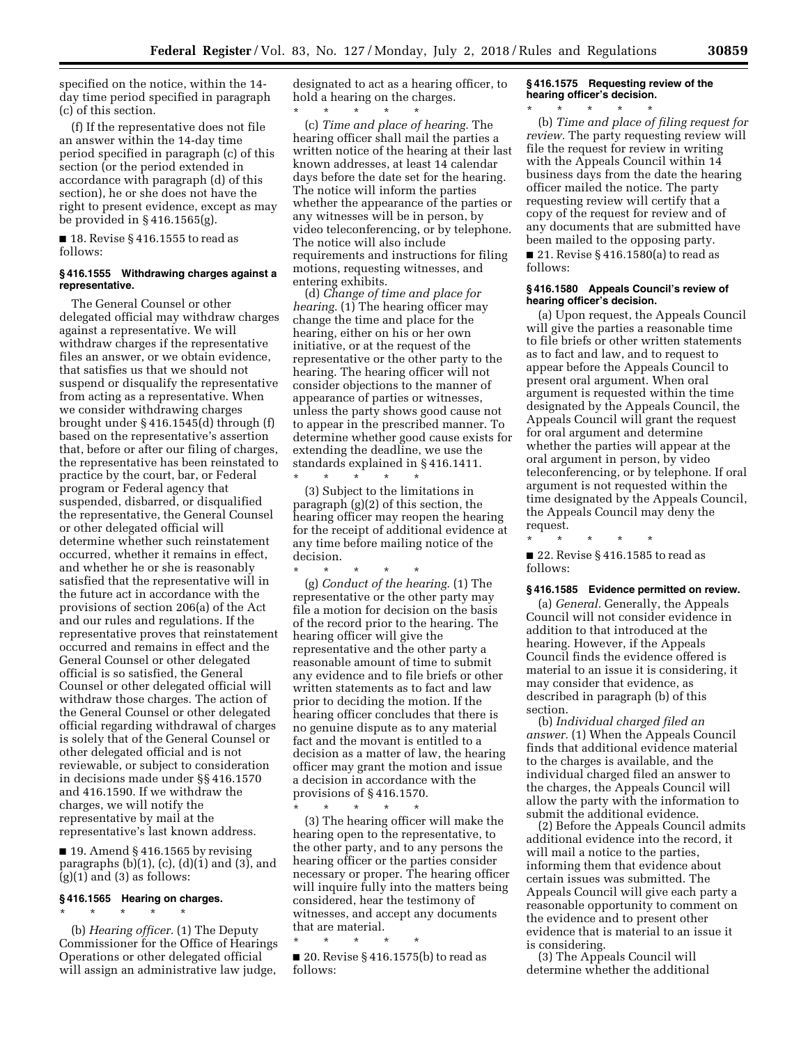specified on the notice, within the 14-day time period specified in paragraph (c) of this section.

(f) If the representative does not file an answer within the 14-day time period specified in paragraph (c) of this section (or the period extended in accordance with paragraph (d) of this section), he or she does not have the right to present evidence, except as may be provided in § 416.1565(g).

■ 18. Revise § 416.1555 to read as follows:

### § 416.1555 Withdrawing charges against a representative.

The General Counsel or other delegated official may withdraw charges against a representative. We will withdraw charges if the representative files an answer, or we obtain evidence, that satisfies us that we should not suspend or disqualify the representative from acting as a representative. When we consider withdrawing charges brought under § 416.1545(d) through (f) based on the representative's assertion that, before or after our filing of charges, the representative has been reinstated to practice by the court, bar, or Federal program or Federal agency that suspended, disbarred, or disqualified the representative, the General Counsel or other delegated official will determine whether such reinstatement occurred, whether it remains in effect, and whether he or she is reasonably satisfied that the representative will in the future act in accordance with the provisions of section 206(a) of the Act and our rules and regulations. If the representative proves that reinstatement occurred and remains in effect and the General Counsel or other delegated official is so satisfied, the General Counsel or other delegated official will withdraw those charges. The action of the General Counsel or other delegated official regarding withdrawal of charges is solely that of the General Counsel or other delegated official and is not reviewable, or subject to consideration in decisions made under §§ 416.1570 and 416.1590. If we withdraw the charges, we will notify the representative by mail at the representative's last known address.

■ 19. Amend § 416.1565 by revising paragraphs (b)(1), (c), (d)(1) and (3), and (g)(1) and (3) as follows:

### § 416.1565 Hearing on charges.

\* \* \* \* \*

(b) *Hearing officer.* (1) The Deputy Commissioner for the Office of Hearings Operations or other delegated official will assign an administrative law judge, designated to act as a hearing officer, to hold a hearing on the charges.

\* \* \* \* \*

(c) *Time and place of hearing.* The hearing officer shall mail the parties a written notice of the hearing at their last known addresses, at least 14 calendar days before the date set for the hearing. The notice will inform the parties whether the appearance of the parties or any witnesses will be in person, by video teleconferencing, or by telephone. The notice will also include requirements and instructions for filing motions, requesting witnesses, and entering exhibits.

(d) *Change of time and place for hearing.* (1) The hearing officer may change the time and place for the hearing, either on his or her own initiative, or at the request of the representative or the other party to the hearing. The hearing officer will not consider objections to the manner of appearance of parties or witnesses, unless the party shows good cause not to appear in the prescribed manner. To determine whether good cause exists for extending the deadline, we use the standards explained in § 416.1411.

\* \* \* \* \*

(3) Subject to the limitations in paragraph (g)(2) of this section, the hearing officer may reopen the hearing for the receipt of additional evidence at any time before mailing notice of the decision.

\* \* \* \* \*

(g) *Conduct of the hearing.* (1) The representative or the other party may file a motion for decision on the basis of the record prior to the hearing. The hearing officer will give the representative and the other party a reasonable amount of time to submit any evidence and to file briefs or other written statements as to fact and law prior to deciding the motion. If the hearing officer concludes that there is no genuine dispute as to any material fact and the movant is entitled to a decision as a matter of law, the hearing officer may grant the motion and issue a decision in accordance with the provisions of § 416.1570.

\* \* \* \* \*

(3) The hearing officer will make the hearing open to the representative, to the other party, and to any persons the hearing officer or the parties consider necessary or proper. The hearing officer will inquire fully into the matters being considered, hear the testimony of witnesses, and accept any documents that are material.

\* \* \* \* \*

■ 20. Revise § 416.1575(b) to read as follows:

### § 416.1575 Requesting review of the hearing officer's decision.

\* \* \* \* \*

(b) *Time and place of filing request for review.* The party requesting review will file the request for review in writing with the Appeals Council within 14 business days from the date the hearing officer mailed the notice. The party requesting review will certify that a copy of the request for review and of any documents that are submitted have been mailed to the opposing party.

■ 21. Revise § 416.1580(a) to read as follows:

### § 416.1580 Appeals Council's review of hearing officer's decision.

(a) Upon request, the Appeals Council will give the parties a reasonable time to file briefs or other written statements as to fact and law, and to request to appear before the Appeals Council to present oral argument. When oral argument is requested within the time designated by the Appeals Council, the Appeals Council will grant the request for oral argument and determine whether the parties will appear at the oral argument in person, by video teleconferencing, or by telephone. If oral argument is not requested within the time designated by the Appeals Council, the Appeals Council may deny the request.

\* \* \* \* \*

■ 22. Revise § 416.1585 to read as follows:

### § 416.1585 Evidence permitted on review.

(a) *General.* Generally, the Appeals Council will not consider evidence in addition to that introduced at the hearing. However, if the Appeals Council finds the evidence offered is material to an issue it is considering, it may consider that evidence, as described in paragraph (b) of this section.

(b) *Individual charged filed an answer.* (1) When the Appeals Council finds that additional evidence material to the charges is available, and the individual charged filed an answer to the charges, the Appeals Council will allow the party with the information to submit the additional evidence.

(2) Before the Appeals Council admits additional evidence into the record, it will mail a notice to the parties, informing them that evidence about certain issues was submitted. The Appeals Council will give each party a reasonable opportunity to comment on the evidence and to present other evidence that is material to an issue it is considering.

(3) The Appeals Council will determine whether the additional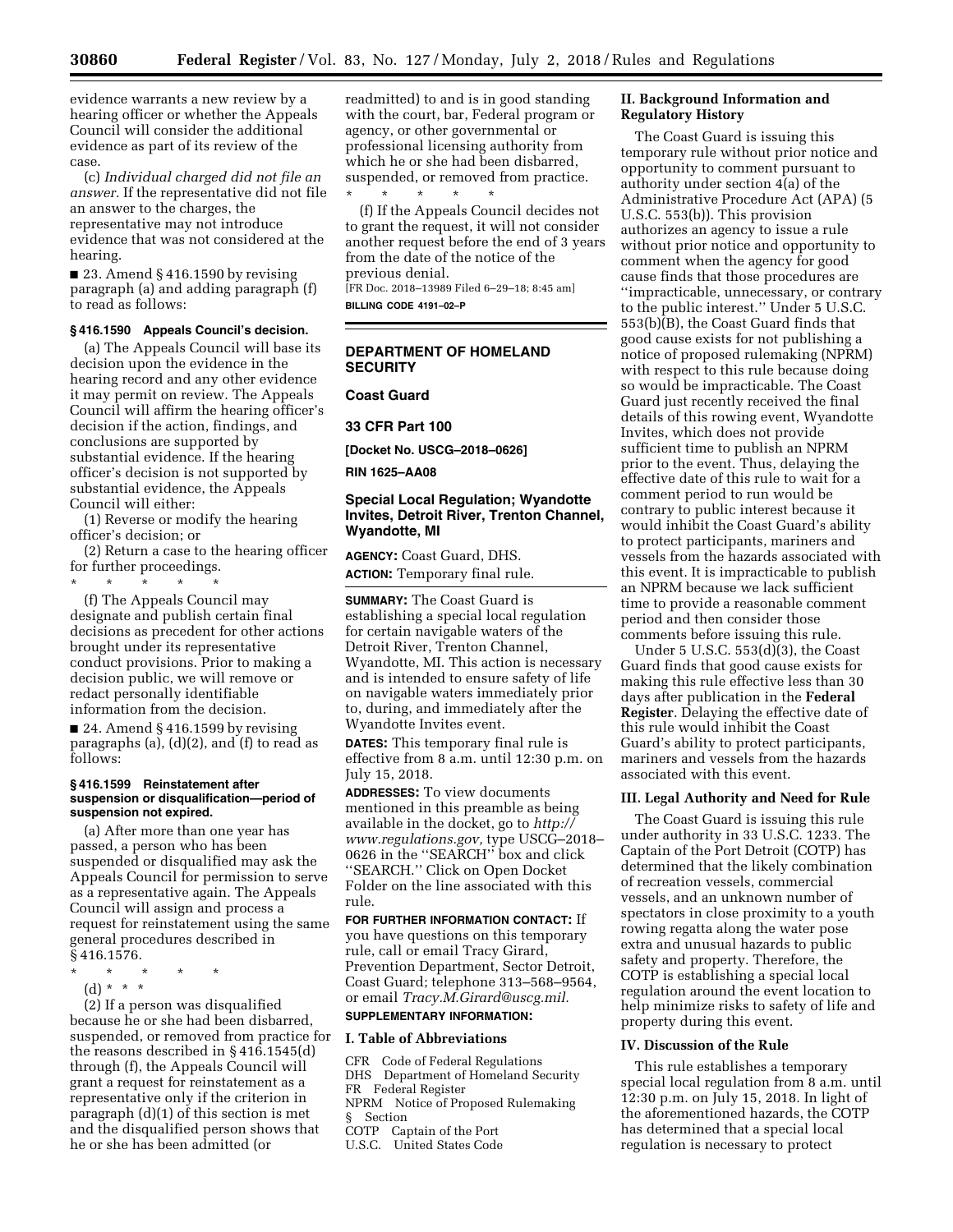evidence warrants a new review by a hearing officer or whether the Appeals Council will consider the additional evidence as part of its review of the case.

(c) *Individual charged did not file an answer.* If the representative did not file an answer to the charges, the representative may not introduce evidence that was not considered at the hearing.

■ 23. Amend § 416.1590 by revising paragraph (a) and adding paragraph (f) to read as follows:

**§ 416.1590 Appeals Council's decision.**

(a) The Appeals Council will base its decision upon the evidence in the hearing record and any other evidence it may permit on review. The Appeals Council will affirm the hearing officer's decision if the action, findings, and conclusions are supported by substantial evidence. If the hearing officer's decision is not supported by substantial evidence, the Appeals Council will either:

(1) Reverse or modify the hearing officer's decision; or

(2) Return a case to the hearing officer for further proceedings.

\* \* \* \* \*

(f) The Appeals Council may designate and publish certain final decisions as precedent for other actions brought under its representative conduct provisions. Prior to making a decision public, we will remove or redact personally identifiable information from the decision.

■ 24. Amend § 416.1599 by revising paragraphs (a), (d)(2), and (f) to read as follows:

**§ 416.1599 Reinstatement after suspension or disqualification—period of suspension not expired.**

(a) After more than one year has passed, a person who has been suspended or disqualified may ask the Appeals Council for permission to serve as a representative again. The Appeals Council will assign and process a request for reinstatement using the same general procedures described in § 416.1576.

\* \* \* \* \*

(d) \* \* \*

(2) If a person was disqualified because he or she had been disbarred, suspended, or removed from practice for the reasons described in § 416.1545(d) through (f), the Appeals Council will grant a request for reinstatement as a representative only if the criterion in paragraph (d)(1) of this section is met and the disqualified person shows that he or she has been admitted (or readmitted) to and is in good standing with the court, bar, Federal program or agency, or other governmental or professional licensing authority from which he or she had been disbarred, suspended, or removed from practice.

\* \* \* \* \*

(f) If the Appeals Council decides not to grant the request, it will not consider another request before the end of 3 years from the date of the notice of the previous denial.

[FR Doc. 2018–13989 Filed 6–29–18; 8:45 am]

**BILLING CODE 4191–02–P**

## DEPARTMENT OF HOMELAND SECURITY

### Coast Guard

### 33 CFR Part 100

**[Docket No. USCG–2018–0626]**

**RIN 1625–AA08**

### Special Local Regulation; Wyandotte Invites, Detroit River, Trenton Channel, Wyandotte, MI

**AGENCY:** Coast Guard, DHS.

**ACTION:** Temporary final rule.

**SUMMARY:** The Coast Guard is establishing a special local regulation for certain navigable waters of the Detroit River, Trenton Channel, Wyandotte, MI. This action is necessary and is intended to ensure safety of life on navigable waters immediately prior to, during, and immediately after the Wyandotte Invites event.

**DATES:** This temporary final rule is effective from 8 a.m. until 12:30 p.m. on July 15, 2018.

**ADDRESSES:** To view documents mentioned in this preamble as being available in the docket, go to *http://www.regulations.gov,* type USCG–2018–0626 in the ''SEARCH'' box and click ''SEARCH.'' Click on Open Docket Folder on the line associated with this rule.

**FOR FURTHER INFORMATION CONTACT:** If you have questions on this temporary rule, call or email Tracy Girard, Prevention Department, Sector Detroit, Coast Guard; telephone 313–568–9564, or email *Tracy.M.Girard@uscg.mil.*

**SUPPLEMENTARY INFORMATION:**

#### I. Table of Abbreviations

CFR Code of Federal Regulations
DHS Department of Homeland Security
FR Federal Register
NPRM Notice of Proposed Rulemaking
§ Section
COTP Captain of the Port
U.S.C. United States Code

#### II. Background Information and Regulatory History

The Coast Guard is issuing this temporary rule without prior notice and opportunity to comment pursuant to authority under section 4(a) of the Administrative Procedure Act (APA) (5 U.S.C. 553(b)). This provision authorizes an agency to issue a rule without prior notice and opportunity to comment when the agency for good cause finds that those procedures are ''impracticable, unnecessary, or contrary to the public interest.'' Under 5 U.S.C. 553(b)(B), the Coast Guard finds that good cause exists for not publishing a notice of proposed rulemaking (NPRM) with respect to this rule because doing so would be impracticable. The Coast Guard just recently received the final details of this rowing event, Wyandotte Invites, which does not provide sufficient time to publish an NPRM prior to the event. Thus, delaying the effective date of this rule to wait for a comment period to run would be contrary to public interest because it would inhibit the Coast Guard's ability to protect participants, mariners and vessels from the hazards associated with this event. It is impracticable to publish an NPRM because we lack sufficient time to provide a reasonable comment period and then consider those comments before issuing this rule.

Under 5 U.S.C. 553(d)(3), the Coast Guard finds that good cause exists for making this rule effective less than 30 days after publication in the **Federal Register**. Delaying the effective date of this rule would inhibit the Coast Guard's ability to protect participants, mariners and vessels from the hazards associated with this event.

#### III. Legal Authority and Need for Rule

The Coast Guard is issuing this rule under authority in 33 U.S.C. 1233. The Captain of the Port Detroit (COTP) has determined that the likely combination of recreation vessels, commercial vessels, and an unknown number of spectators in close proximity to a youth rowing regatta along the water pose extra and unusual hazards to public safety and property. Therefore, the COTP is establishing a special local regulation around the event location to help minimize risks to safety of life and property during this event.

#### IV. Discussion of the Rule

This rule establishes a temporary special local regulation from 8 a.m. until 12:30 p.m. on July 15, 2018. In light of the aforementioned hazards, the COTP has determined that a special local regulation is necessary to protect